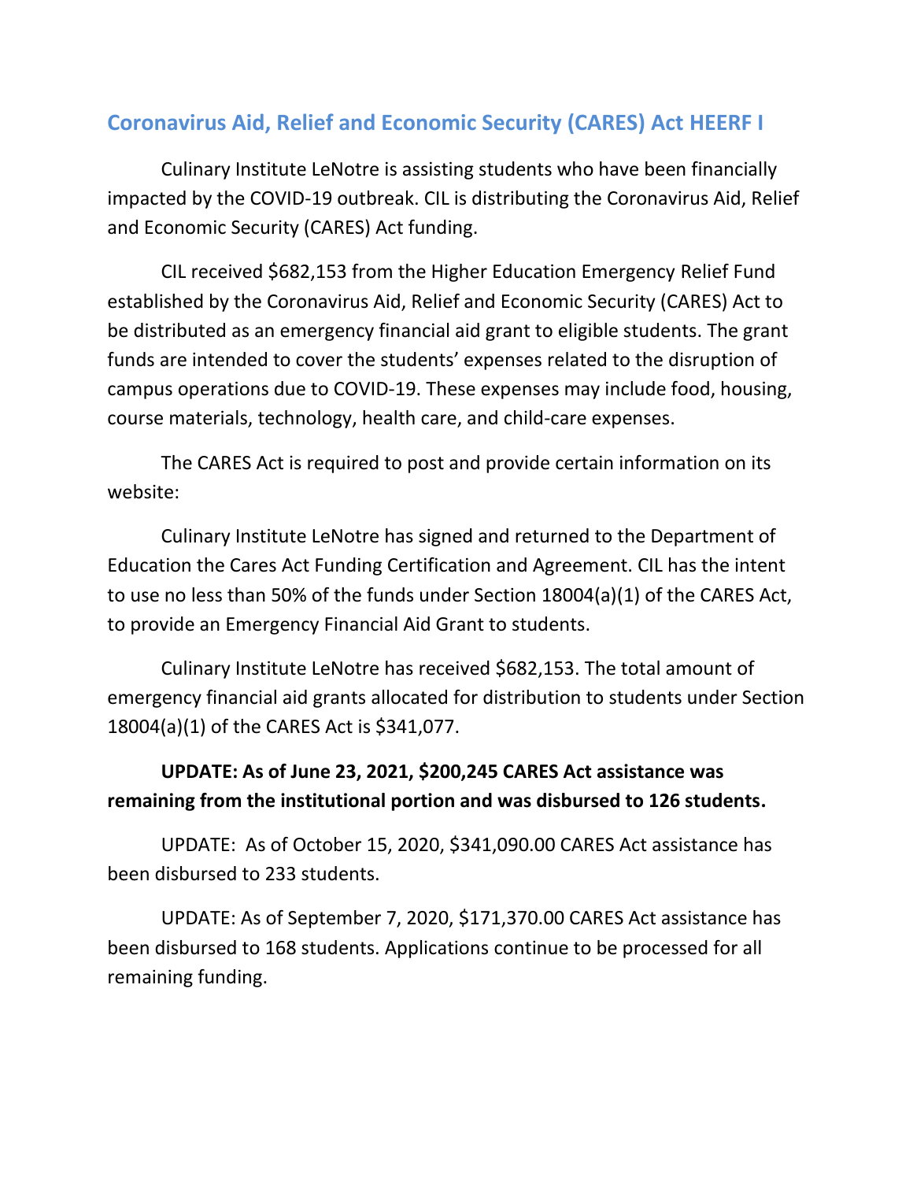## Coronavirus Aid, Relief and Economic Security (CARES) Act HEERF I

Culinary Institute LeNotre is assisting students who have been financially impacted by the COVID-19 outbreak. CIL is distributing the Coronavirus Aid, Relief and Economic Security (CARES) Act funding.

CIL received $682,153 from the Higher Education Emergency Relief Fund established by the Coronavirus Aid, Relief and Economic Security (CARES) Act to be distributed as an emergency financial aid grant to eligible students. The grant funds are intended to cover the students' expenses related to the disruption of campus operations due to COVID-19. These expenses may include food, housing, course materials, technology, health care, and child-care expenses.

The CARES Act is required to post and provide certain information on its website:

Culinary Institute LeNotre has signed and returned to the Department of Education the Cares Act Funding Certification and Agreement. CIL has the intent to use no less than 50% of the funds under Section 18004(a)(1) of the CARES Act, to provide an Emergency Financial Aid Grant to students.

Culinary Institute LeNotre has received $682,153. The total amount of emergency financial aid grants allocated for distribution to students under Section 18004(a)(1) of the CARES Act is $341,077.

**UPDATE: As of June 23, 2021, $200,245 CARES Act assistance was remaining from the institutional portion and was disbursed to 126 students.**

UPDATE: As of October 15, 2020, $341,090.00 CARES Act assistance has been disbursed to 233 students.

UPDATE: As of September 7, 2020, $171,370.00 CARES Act assistance has been disbursed to 168 students. Applications continue to be processed for all remaining funding.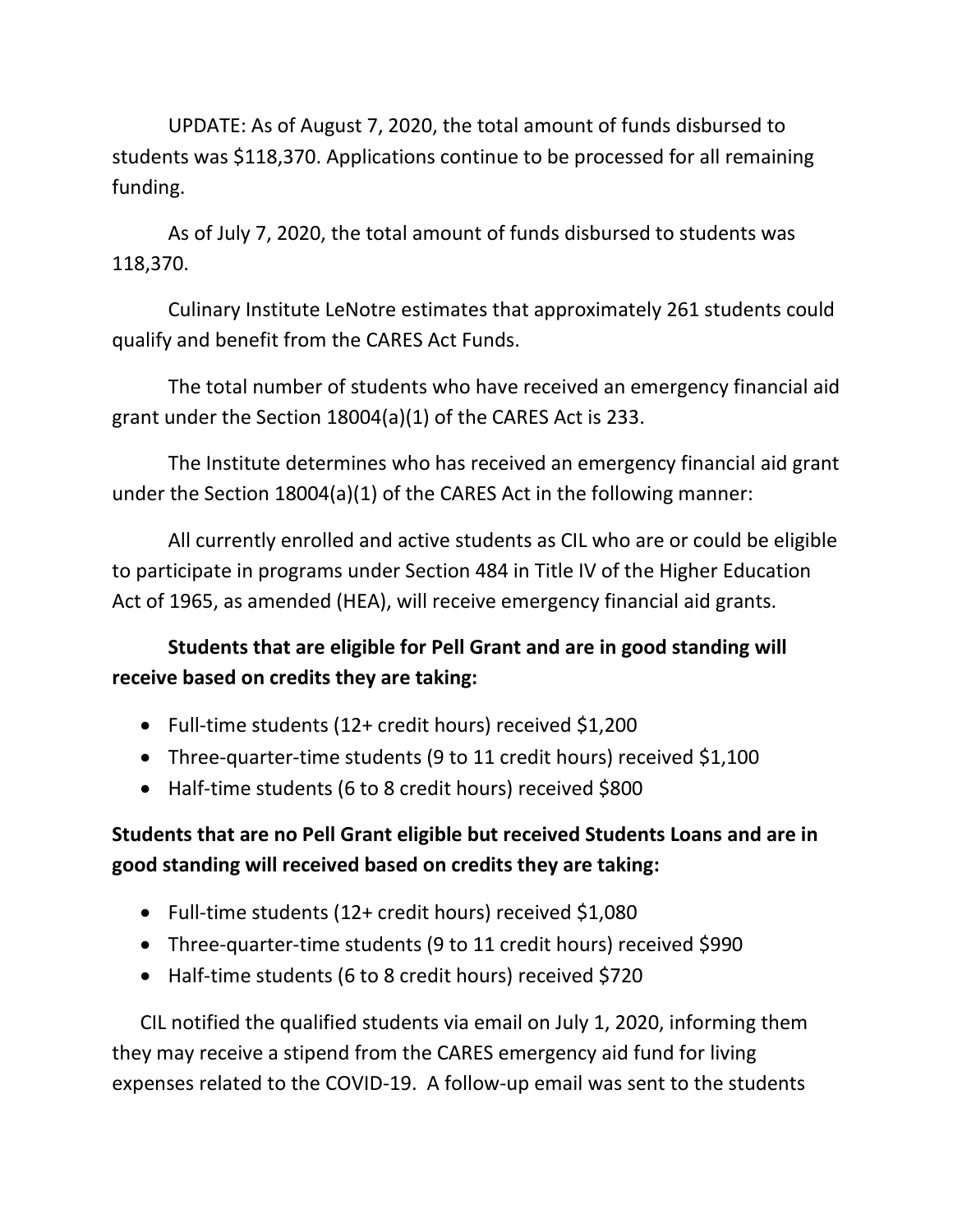UPDATE: As of August 7, 2020, the total amount of funds disbursed to students was $118,370. Applications continue to be processed for all remaining funding.

As of July 7, 2020, the total amount of funds disbursed to students was 118,370.

Culinary Institute LeNotre estimates that approximately 261 students could qualify and benefit from the CARES Act Funds.

The total number of students who have received an emergency financial aid grant under the Section 18004(a)(1) of the CARES Act is 233.

The Institute determines who has received an emergency financial aid grant under the Section 18004(a)(1) of the CARES Act in the following manner:

All currently enrolled and active students as CIL who are or could be eligible to participate in programs under Section 484 in Title IV of the Higher Education Act of 1965, as amended (HEA), will receive emergency financial aid grants.

**Students that are eligible for Pell Grant and are in good standing will receive based on credits they are taking:**

- Full-time students (12+ credit hours) received $1,200
- Three-quarter-time students (9 to 11 credit hours) received $1,100
- Half-time students (6 to 8 credit hours) received $800

**Students that are no Pell Grant eligible but received Students Loans and are in good standing will received based on credits they are taking:**

- Full-time students (12+ credit hours) received $1,080
- Three-quarter-time students (9 to 11 credit hours) received $990
- Half-time students (6 to 8 credit hours) received $720

CIL notified the qualified students via email on July 1, 2020, informing them they may receive a stipend from the CARES emergency aid fund for living expenses related to the COVID-19. A follow-up email was sent to the students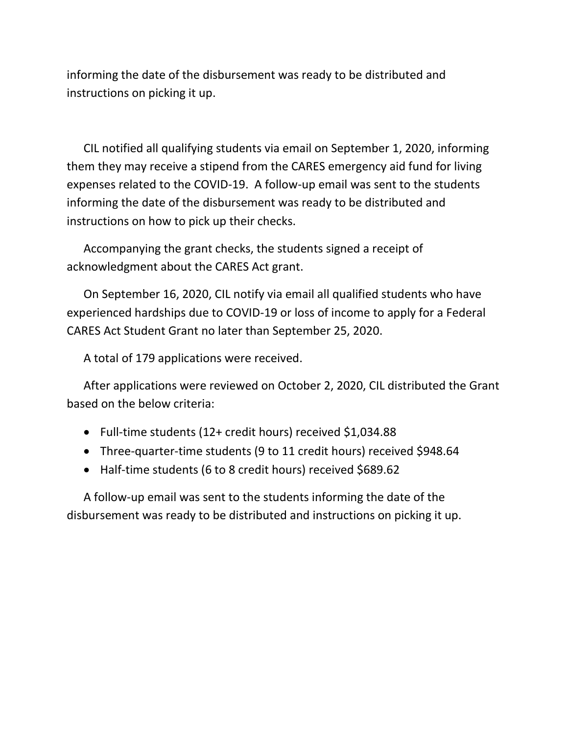informing the date of the disbursement was ready to be distributed and instructions on picking it up.

CIL notified all qualifying students via email on September 1, 2020, informing them they may receive a stipend from the CARES emergency aid fund for living expenses related to the COVID-19. A follow-up email was sent to the students informing the date of the disbursement was ready to be distributed and instructions on how to pick up their checks.

Accompanying the grant checks, the students signed a receipt of acknowledgment about the CARES Act grant.

On September 16, 2020, CIL notify via email all qualified students who have experienced hardships due to COVID-19 or loss of income to apply for a Federal CARES Act Student Grant no later than September 25, 2020.

A total of 179 applications were received.

After applications were reviewed on October 2, 2020, CIL distributed the Grant based on the below criteria:

- Full-time students (12+ credit hours) received $1,034.88
- Three-quarter-time students (9 to 11 credit hours) received $948.64
- Half-time students (6 to 8 credit hours) received $689.62

A follow-up email was sent to the students informing the date of the disbursement was ready to be distributed and instructions on picking it up.